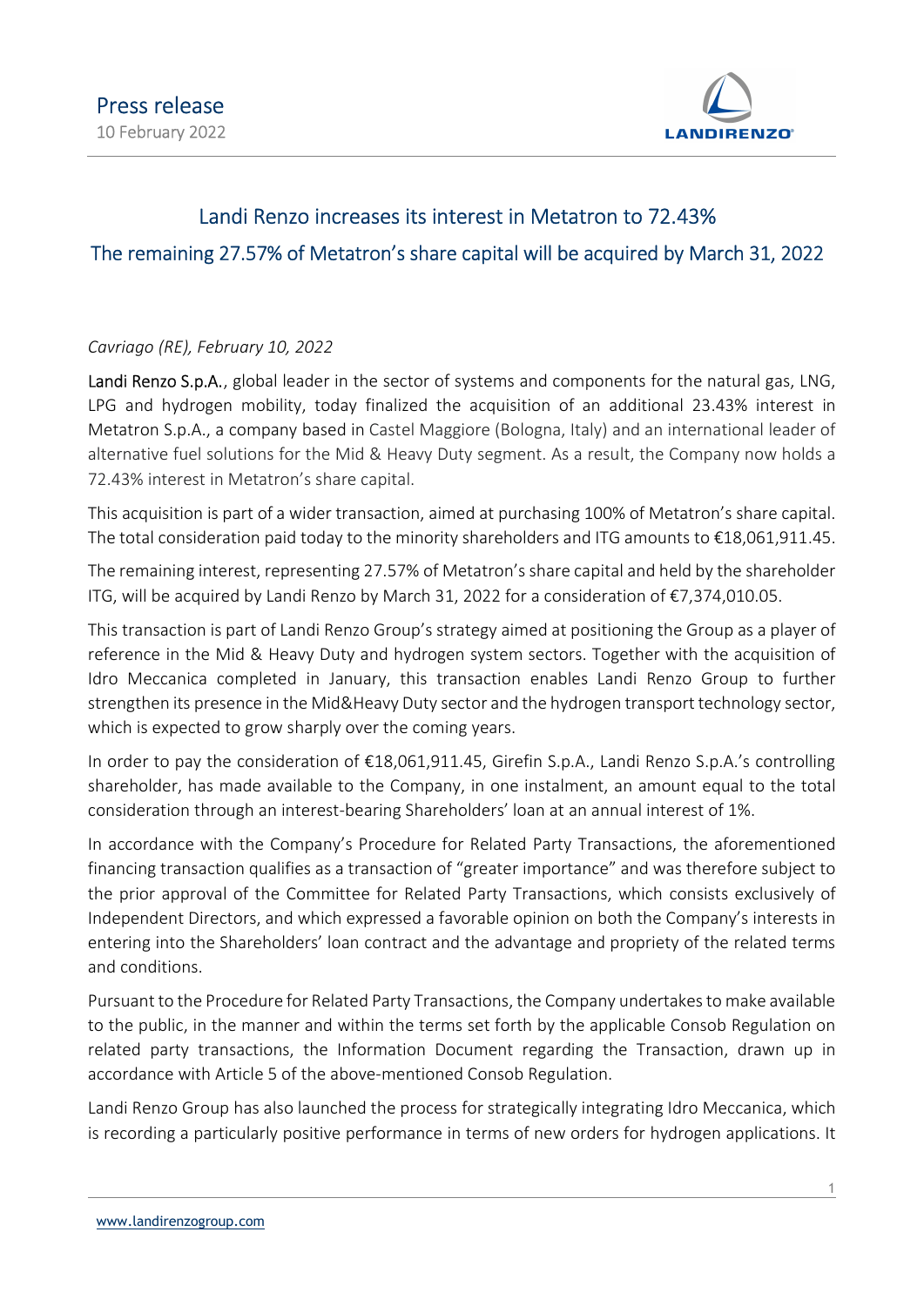Press release
10 February 2022

# Landi Renzo increases its interest in Metatron to 72.43%

## The remaining 27.57% of Metatron's share capital will be acquired by March 31, 2022

*Cavriago (RE), February 10, 2022*

Landi Renzo S.p.A., global leader in the sector of systems and components for the natural gas, LNG, LPG and hydrogen mobility, today finalized the acquisition of an additional 23.43% interest in Metatron S.p.A., a company based in Castel Maggiore (Bologna, Italy) and an international leader of alternative fuel solutions for the Mid & Heavy Duty segment. As a result, the Company now holds a 72.43% interest in Metatron's share capital.

This acquisition is part of a wider transaction, aimed at purchasing 100% of Metatron's share capital. The total consideration paid today to the minority shareholders and ITG amounts to €18,061,911.45.

The remaining interest, representing 27.57% of Metatron's share capital and held by the shareholder ITG, will be acquired by Landi Renzo by March 31, 2022 for a consideration of €7,374,010.05.

This transaction is part of Landi Renzo Group's strategy aimed at positioning the Group as a player of reference in the Mid & Heavy Duty and hydrogen system sectors. Together with the acquisition of Idro Meccanica completed in January, this transaction enables Landi Renzo Group to further strengthen its presence in the Mid&Heavy Duty sector and the hydrogen transport technology sector, which is expected to grow sharply over the coming years.

In order to pay the consideration of €18,061,911.45, Girefin S.p.A., Landi Renzo S.p.A.'s controlling shareholder, has made available to the Company, in one instalment, an amount equal to the total consideration through an interest-bearing Shareholders' loan at an annual interest of 1%.

In accordance with the Company's Procedure for Related Party Transactions, the aforementioned financing transaction qualifies as a transaction of "greater importance" and was therefore subject to the prior approval of the Committee for Related Party Transactions, which consists exclusively of Independent Directors, and which expressed a favorable opinion on both the Company's interests in entering into the Shareholders' loan contract and the advantage and propriety of the related terms and conditions.

Pursuant to the Procedure for Related Party Transactions, the Company undertakes to make available to the public, in the manner and within the terms set forth by the applicable Consob Regulation on related party transactions, the Information Document regarding the Transaction, drawn up in accordance with Article 5 of the above-mentioned Consob Regulation.

Landi Renzo Group has also launched the process for strategically integrating Idro Meccanica, which is recording a particularly positive performance in terms of new orders for hydrogen applications. It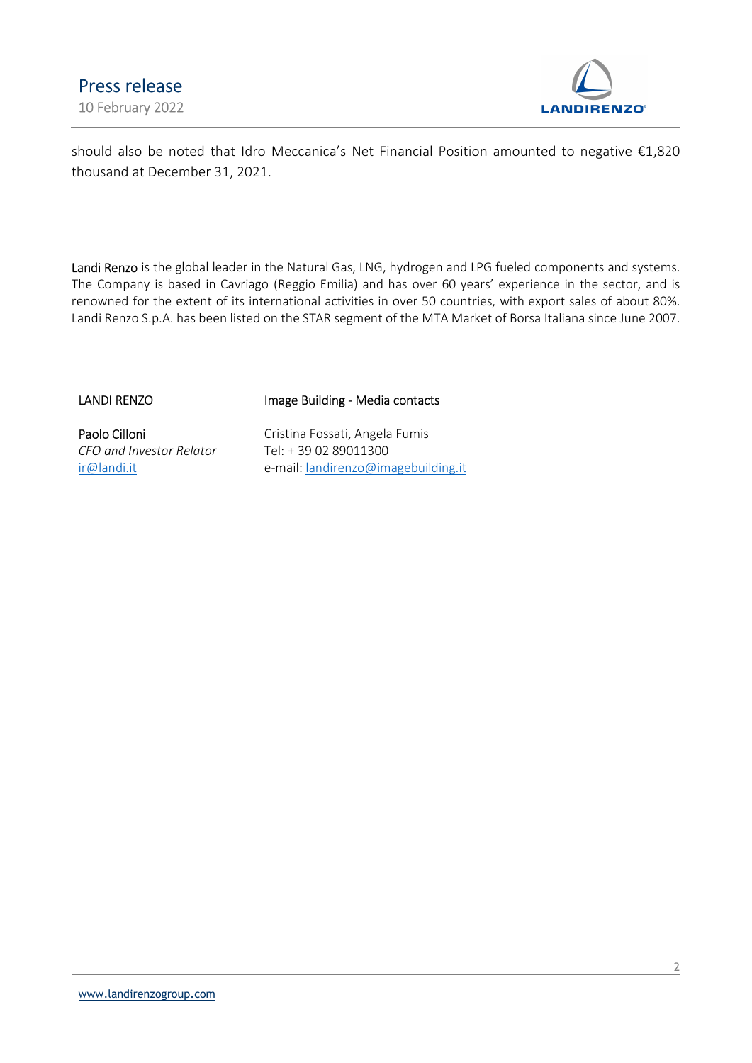should also be noted that Idro Meccanica's Net Financial Position amounted to negative €1,820 thousand at December 31, 2021.

Landi Renzo is the global leader in the Natural Gas, LNG, hydrogen and LPG fueled components and systems. The Company is based in Cavriago (Reggio Emilia) and has over 60 years' experience in the sector, and is renowned for the extent of its international activities in over 50 countries, with export sales of about 80%. Landi Renzo S.p.A. has been listed on the STAR segment of the MTA Market of Borsa Italiana since June 2007.

| LANDI RENZO | Image Building - Media contacts |
|---|---|
| Paolo Cilloni | Cristina Fossati, Angela Fumis |
| *CFO and Investor Relator* | Tel: + 39 02 89011300 |
| ir@landi.it | e-mail: landirenzo@imagebuilding.it |

www.landirenzogroup.com